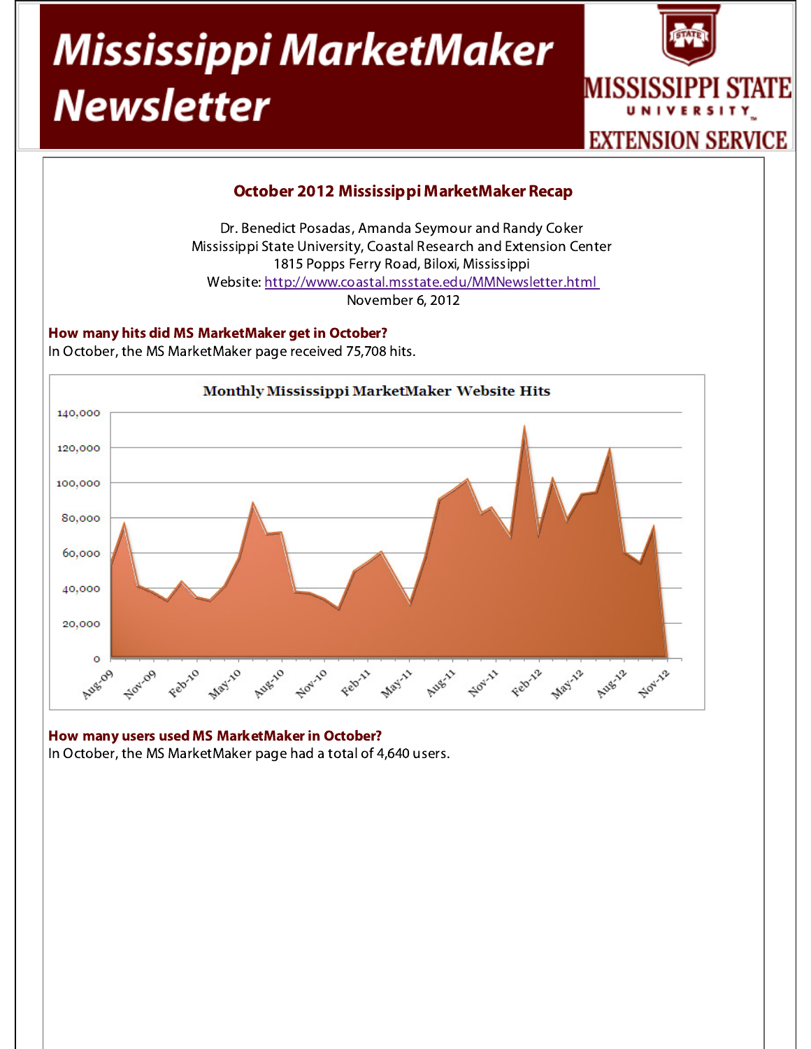# Mississippi MarketMaker Newsletter

MISSISSIPPI STATE UNIVERSITY EXTENSION SERVICE

## October 2012 Mississippi MarketMaker Recap

Dr. Benedict Posadas, Amanda Seymour and Randy Coker
Mississippi State University, Coastal Research and Extension Center
1815 Popps Ferry Road, Biloxi, Mississippi
Website: http://www.coastal.msstate.edu/MMNewsletter.html
November 6, 2012

### How many hits did MS MarketMaker get in October?

In October, the MS MarketMaker page received 75,708 hits.

Monthly Mississippi MarketMaker Website Hits

### How many users used MS MarketMaker in October?

In October, the MS MarketMaker page had a total of 4,640 users.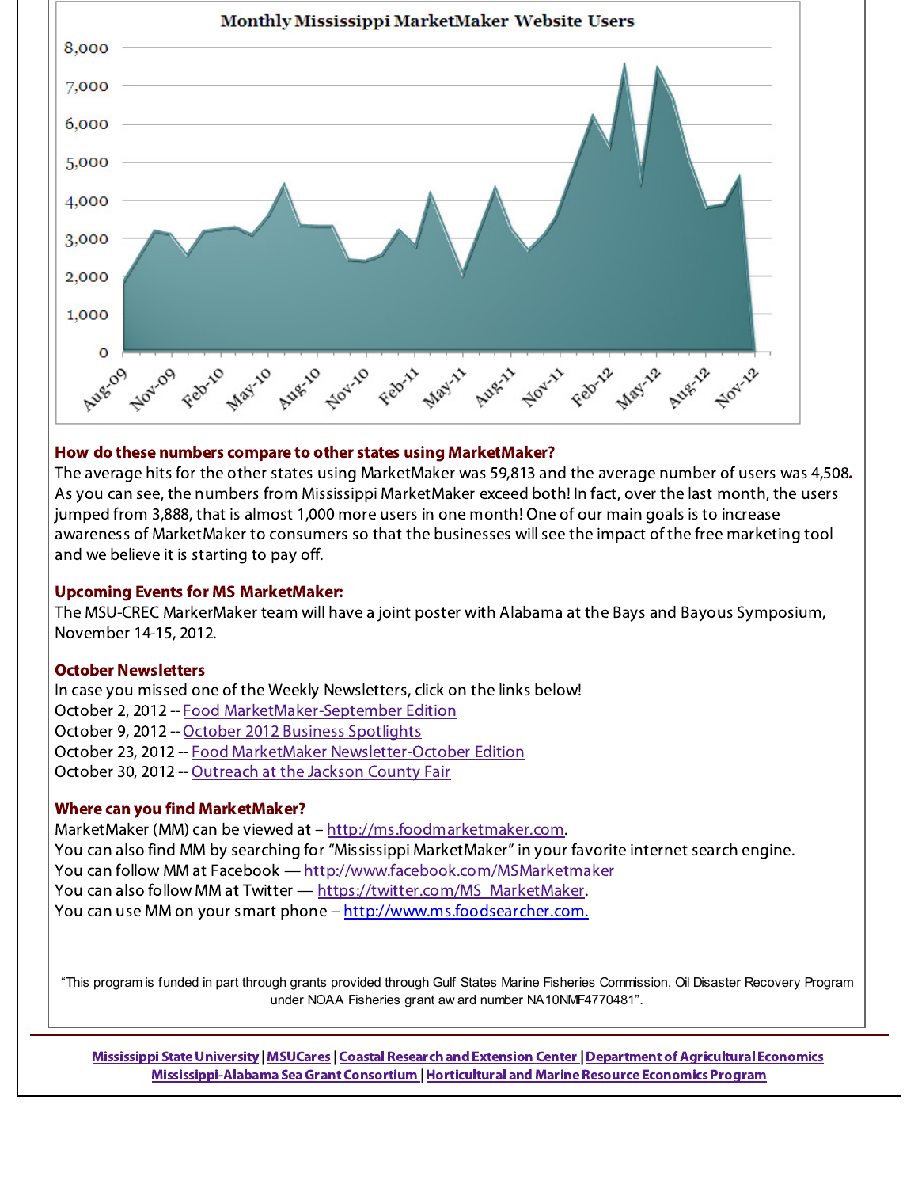Monthly Mississippi MarketMaker Website Users

8,000
7,000
6,000
5,000
4,000
3,000
2,000
1,000
0

Aug-09
Nov-09
Feb-10
May-10
Aug-10
Nov-10
Feb-11
May-11
Aug-11
Nov-11
Feb-12
May-12
Aug-12
Nov-12

**How do these numbers compare to other states using MarketMaker?**

The average hits for the other states using MarketMaker was 59,813 and the average number of users was 4,508**.** As you can see, the numbers from Mississippi MarketMaker exceed both! In fact, over the last month, the users jumped from 3,888, that is almost 1,000 more users in one month! One of our main goals is to increase awareness of MarketMaker to consumers so that the businesses will see the impact of the free marketing tool and we believe it is starting to pay off.

**Upcoming Events for MS MarketMaker:**

The MSU-CREC MarkerMaker team will have a joint poster with Alabama at the Bays and Bayous Symposium, November 14-15, 2012.

**October Newsletters**

In case you missed one of the Weekly Newsletters, click on the links below!
October 2, 2012 -- Food MarketMaker-September Edition
October 9, 2012 -- October 2012 Business Spotlights
October 23, 2012 -- Food MarketMaker Newsletter-October Edition
October 30, 2012 -- Outreach at the Jackson County Fair

**Where can you find MarketMaker?**

MarketMaker (MM) can be viewed at – http://ms.foodmarketmaker.com.
You can also find MM by searching for "Mississippi MarketMaker" in your favorite internet search engine.
You can follow MM at Facebook — http://www.facebook.com/MSMarketmaker
You can also follow MM at Twitter — https://twitter.com/MS_MarketMaker.
You can use MM on your smart phone -- http://www.ms.foodsearcher.com.

"This program is funded in part through grants provided through Gulf States Marine Fisheries Commission, Oil Disaster Recovery Program under NOAA Fisheries grant award number NA10NMF4770481".

Mississippi State University | MSUCares | Coastal Research and Extension Center | Department of Agricultural Economics
Mississippi-Alabama Sea Grant Consortium | Horticultural and Marine Resource Economics Program